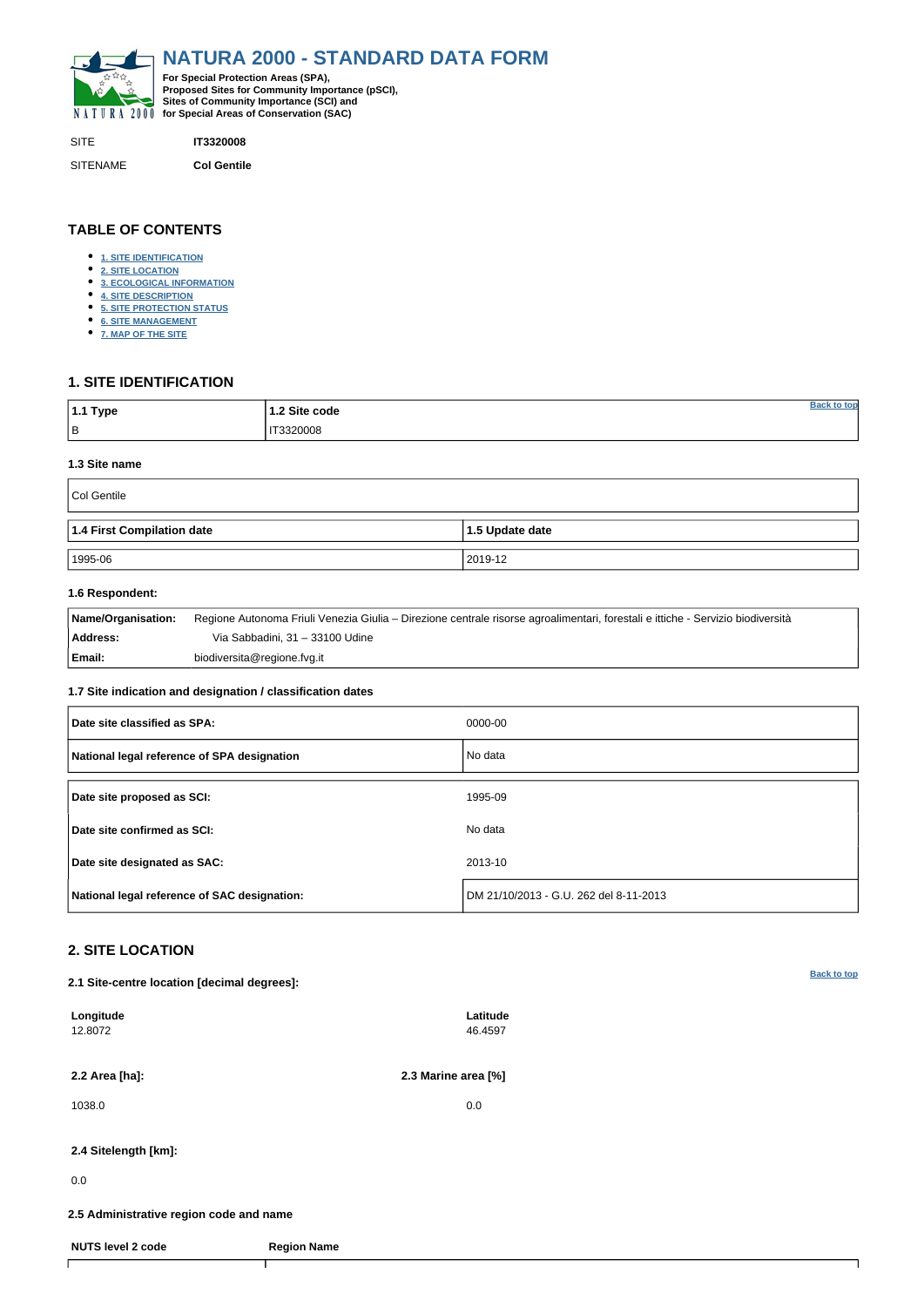# NATURA 2000 - STANDARD DATA FORM

**For Special Protection Areas (SPA), Proposed Sites for Community Importance (pSCI), Sites of Community Importance (SCI) and for Special Areas of Conservation (SAC)**

| | |
|---|---|
| SITE | **IT3320008** |
| SITENAME | **Col Gentile** |

## TABLE OF CONTENTS

- 1. SITE IDENTIFICATION
- 2. SITE LOCATION
- 3. ECOLOGICAL INFORMATION
- 4. SITE DESCRIPTION
- 5. SITE PROTECTION STATUS
- 6. SITE MANAGEMENT
- 7. MAP OF THE SITE

## 1. SITE IDENTIFICATION

| 1.1 Type | 1.2 Site code |
|---|---|
| B | IT3320008 |

### 1.3 Site name

| Col Gentile |
|---|

| 1.4 First Compilation date | 1.5 Update date |
|---|---|
| 1995-06 | 2019-12 |

### 1.6 Respondent:

| | |
|---|---|
| **Name/Organisation:** | Regione Autonoma Friuli Venezia Giulia – Direzione centrale risorse agroalimentari, forestali e ittiche - Servizio biodiversità |
| **Address:** | Via Sabbadini, 31 – 33100 Udine |
| **Email:** | biodiversita@regione.fvg.it |

### 1.7 Site indication and designation / classification dates

| | |
|---|---|
| **Date site classified as SPA:** | 0000-00 |
| **National legal reference of SPA designation** | No data |
| **Date site proposed as SCI:** | 1995-09 |
| **Date site confirmed as SCI:** | No data |
| **Date site designated as SAC:** | 2013-10 |
| **National legal reference of SAC designation:** | DM 21/10/2013 - G.U. 262 del 8-11-2013 |

## 2. SITE LOCATION

### 2.1 Site-centre location [decimal degrees]:

| Longitude | Latitude |
|---|---|
| 12.8072 | 46.4597 |

| 2.2 Area [ha]: | 2.3 Marine area [%] |
|---|---|
| 1038.0 | 0.0 |

### 2.4 Sitelength [km]:

0.0

### 2.5 Administrative region code and name

| NUTS level 2 code | Region Name |
|---|---|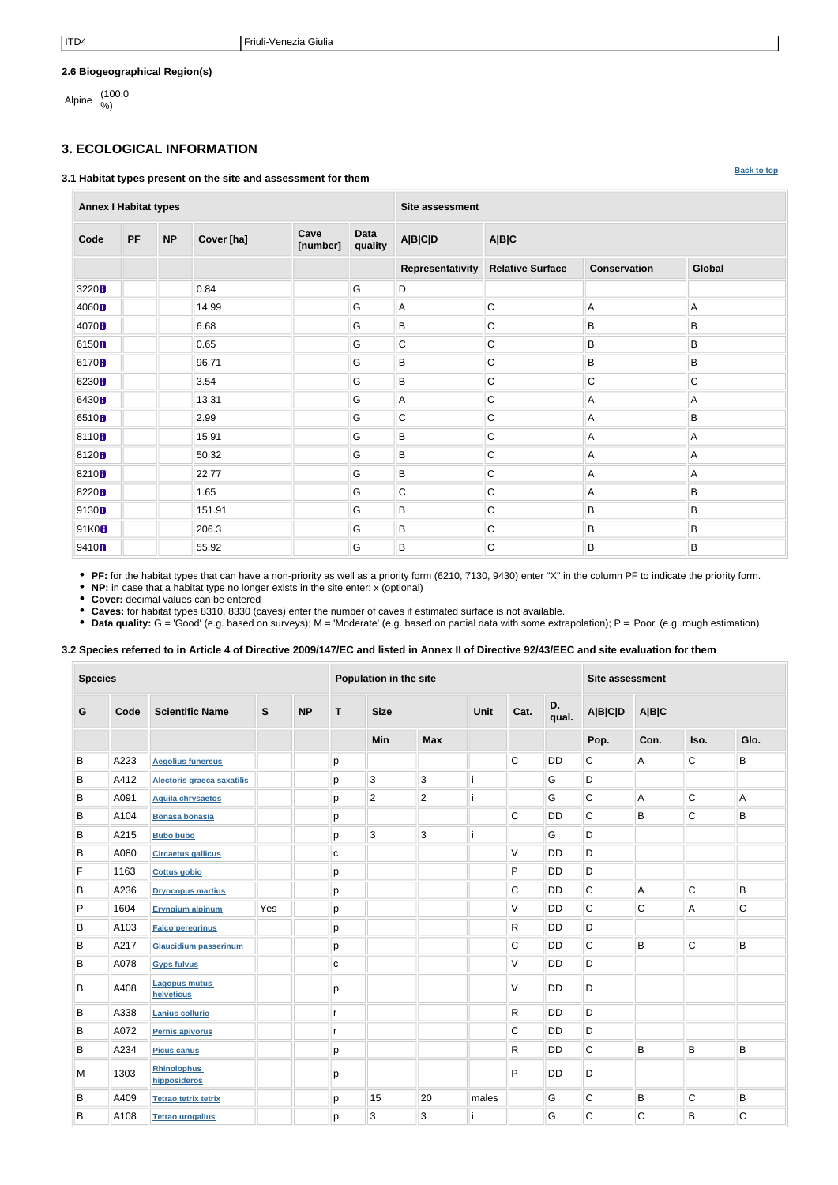| ITD4 | Friuli-Venezia Giulia |
|---|---|

**2.6 Biogeographical Region(s)**

Alpine (100.0 %)

## 3. ECOLOGICAL INFORMATION

Back to top

### 3.1 Habitat types present on the site and assessment for them

| Annex I Habitat types | | | | | | Site assessment | | | |
|---|---|---|---|---|---|---|---|---|---|
| Code | PF | NP | Cover [ha] | Cave [number] | Data quality | A\|B\|C\|D | A\|B\|C | | |
| | | | | | | Representativity | Relative Surface | Conservation | Global |
| 3220 | | | 0.84 | | G | D | | | |
| 4060 | | | 14.99 | | G | A | C | A | A |
| 4070 | | | 6.68 | | G | B | C | B | B |
| 6150 | | | 0.65 | | G | C | C | B | B |
| 6170 | | | 96.71 | | G | B | C | B | B |
| 6230 | | | 3.54 | | G | B | C | C | C |
| 6430 | | | 13.31 | | G | A | C | A | A |
| 6510 | | | 2.99 | | G | C | C | A | B |
| 8110 | | | 15.91 | | G | B | C | A | A |
| 8120 | | | 50.32 | | G | B | C | A | A |
| 8210 | | | 22.77 | | G | B | C | A | A |
| 8220 | | | 1.65 | | G | C | C | A | B |
| 9130 | | | 151.91 | | G | B | C | B | B |
| 91K0 | | | 206.3 | | G | B | C | B | B |
| 9410 | | | 55.92 | | G | B | C | B | B |

- **PF:** for the habitat types that can have a non-priority as well as a priority form (6210, 7130, 9430) enter "X" in the column PF to indicate the priority form.
- **NP:** in case that a habitat type no longer exists in the site enter: x (optional)
- **Cover:** decimal values can be entered
- **Caves:** for habitat types 8310, 8330 (caves) enter the number of caves if estimated surface is not available.
- **Data quality:** G = 'Good' (e.g. based on surveys); M = 'Moderate' (e.g. based on partial data with some extrapolation); P = 'Poor' (e.g. rough estimation)

### 3.2 Species referred to in Article 4 of Directive 2009/147/EC and listed in Annex II of Directive 92/43/EEC and site evaluation for them

| Species | | | | | Population in the site | | | | | | Site assessment | | | |
|---|---|---|---|---|---|---|---|---|---|---|---|---|---|---|
| G | Code | Scientific Name | S | NP | T | Size | | Unit | Cat. | D. qual. | A\|B\|C\|D | A\|B\|C | | |
| | | | | | | Min | Max | | | | Pop. | Con. | Iso. | Glo. |
| B | A223 | Aegolius funereus | | | p | | | | C | DD | C | A | C | B |
| B | A412 | Alectoris graeca saxatilis | | | p | 3 | 3 | i | | G | D | | | |
| B | A091 | Aquila chrysaetos | | | p | 2 | 2 | i | | G | C | A | C | A |
| B | A104 | Bonasa bonasia | | | p | | | | C | DD | C | B | C | B |
| B | A215 | Bubo bubo | | | p | 3 | 3 | i | | G | D | | | |
| B | A080 | Circaetus gallicus | | | c | | | | V | DD | D | | | |
| F | 1163 | Cottus gobio | | | p | | | | P | DD | D | | | |
| B | A236 | Dryocopus martius | | | p | | | | C | DD | C | A | C | B |
| P | 1604 | Eryngium alpinum | Yes | | p | | | | V | DD | C | C | A | C |
| B | A103 | Falco peregrinus | | | p | | | | R | DD | D | | | |
| B | A217 | Glaucidium passerinum | | | p | | | | C | DD | C | B | C | B |
| B | A078 | Gyps fulvus | | | c | | | | V | DD | D | | | |
| B | A408 | Lagopus mutus helveticus | | | p | | | | V | DD | D | | | |
| B | A338 | Lanius collurio | | | r | | | | R | DD | D | | | |
| B | A072 | Pernis apivorus | | | r | | | | C | DD | D | | | |
| B | A234 | Picus canus | | | p | | | | R | DD | C | B | B | B |
| M | 1303 | Rhinolophus hipposideros | | | p | | | | P | DD | D | | | |
| B | A409 | Tetrao tetrix tetrix | | | p | 15 | 20 | males | | G | C | B | C | B |
| B | A108 | Tetrao urogallus | | | p | 3 | 3 | i | | G | C | C | B | C |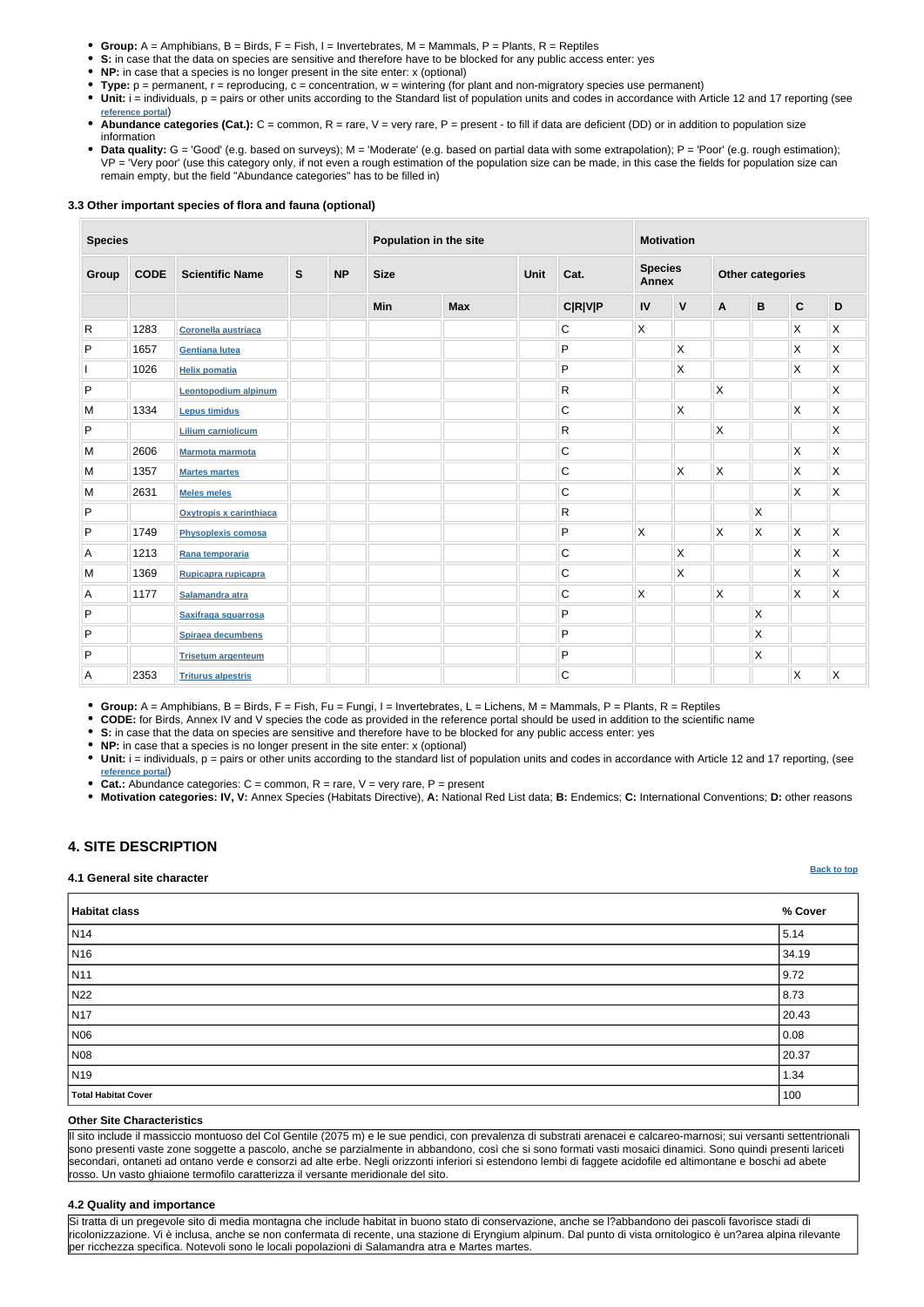- **Group:** A = Amphibians, B = Birds, F = Fish, I = Invertebrates, M = Mammals, P = Plants, R = Reptiles
- **S:** in case that the data on species are sensitive and therefore have to be blocked for any public access enter: yes
- **NP:** in case that a species is no longer present in the site enter: x (optional)
- **Type:** p = permanent, r = reproducing, c = concentration, w = wintering (for plant and non-migratory species use permanent)
- **Unit:** i = individuals, p = pairs or other units according to the Standard list of population units and codes in accordance with Article 12 and 17 reporting (see reference portal)
- **Abundance categories (Cat.):** C = common, R = rare, V = very rare, P = present - to fill if data are deficient (DD) or in addition to population size information
- **Data quality:** G = 'Good' (e.g. based on surveys); M = 'Moderate' (e.g. based on partial data with some extrapolation); P = 'Poor' (e.g. rough estimation); VP = 'Very poor' (use this category only, if not even a rough estimation of the population size can be made, in this case the fields for population size can remain empty, but the field "Abundance categories" has to be filled in)

#### 3.3 Other important species of flora and fauna (optional)

| Species | | | | | Population in the site | | | | Motivation | | | | | |
|---|---|---|---|---|---|---|---|---|---|---|---|---|---|---|
| Group | CODE | Scientific Name | S | NP | Size | | Unit | Cat. | Species Annex | | Other categories | | | |
| | | | | | Min | Max | | C\|R\|V\|P | IV | V | A | B | C | D |
| R | 1283 | Coronella austriaca | | | | | | C | X | | | | X | X |
| P | 1657 | Gentiana lutea | | | | | | P | | X | | | X | X |
| I | 1026 | Helix pomatia | | | | | | P | | X | | | X | X |
| P | | Leontopodium alpinum | | | | | | R | | | X | | | X |
| M | 1334 | Lepus timidus | | | | | | C | | X | | | X | X |
| P | | Lilium carniolicum | | | | | | R | | | X | | | X |
| M | 2606 | Marmota marmota | | | | | | C | | | | | X | X |
| M | 1357 | Martes martes | | | | | | C | | X | X | | X | X |
| M | 2631 | Meles meles | | | | | | C | | | | | X | X |
| P | | Oxytropis x carinthiaca | | | | | | R | | | | X | | |
| P | 1749 | Physoplexis comosa | | | | | | P | X | | X | X | X | X |
| A | 1213 | Rana temporaria | | | | | | C | | X | | | X | X |
| M | 1369 | Rupicapra rupicapra | | | | | | C | | X | | | X | X |
| A | 1177 | Salamandra atra | | | | | | C | X | | X | | X | X |
| P | | Saxifraga squarrosa | | | | | | P | | | | X | | |
| P | | Spiraea decumbens | | | | | | P | | | | X | | |
| P | | Trisetum argenteum | | | | | | P | | | | X | | |
| A | 2353 | Triturus alpestris | | | | | | C | | | | | X | X |

- **Group:** A = Amphibians, B = Birds, F = Fish, Fu = Fungi, I = Invertebrates, L = Lichens, M = Mammals, P = Plants, R = Reptiles
- **CODE:** for Birds, Annex IV and V species the code as provided in the reference portal should be used in addition to the scientific name
- **S:** in case that the data on species are sensitive and therefore have to be blocked for any public access enter: yes
- **NP:** in case that a species is no longer present in the site enter: x (optional)
- **Unit:** i = individuals, p = pairs or other units according to the standard list of population units and codes in accordance with Article 12 and 17 reporting, (see reference portal)
- **Cat.:** Abundance categories: C = common, R = rare, V = very rare, P = present
- **Motivation categories: IV, V:** Annex Species (Habitats Directive), **A:** National Red List data; **B:** Endemics; **C:** International Conventions; **D:** other reasons

## 4. SITE DESCRIPTION

Back to top

#### 4.1 General site character

| Habitat class | % Cover |
|---|---|
| N14 | 5.14 |
| N16 | 34.19 |
| N11 | 9.72 |
| N22 | 8.73 |
| N17 | 20.43 |
| N06 | 0.08 |
| N08 | 20.37 |
| N19 | 1.34 |
| **Total Habitat Cover** | 100 |

**Other Site Characteristics**

Il sito include il massiccio montuoso del Col Gentile (2075 m) e le sue pendici, con prevalenza di substrati arenacei e calcareo-marnosi; sui versanti settentrionali sono presenti vaste zone soggette a pascolo, anche se parzialmente in abbandono, così che si sono formati vasti mosaici dinamici. Sono quindi presenti lariceti secondari, ontaneti ad ontano verde e consorzi ad alte erbe. Negli orizzonti inferiori si estendono lembi di faggete acidofile ed altimontane e boschi ad abete rosso. Un vasto ghiaione termofilo caratterizza il versante meridionale del sito.

#### 4.2 Quality and importance

Si tratta di un pregevole sito di media montagna che include habitat in buono stato di conservazione, anche se l?abbandono dei pascoli favorisce stadi di ricolonizzazione. Vi è inclusa, anche se non confermata di recente, una stazione di Eryngium alpinum. Dal punto di vista ornitologico è un?area alpina rilevante per ricchezza specifica. Notevoli sono le locali popolazioni di Salamandra atra e Martes martes.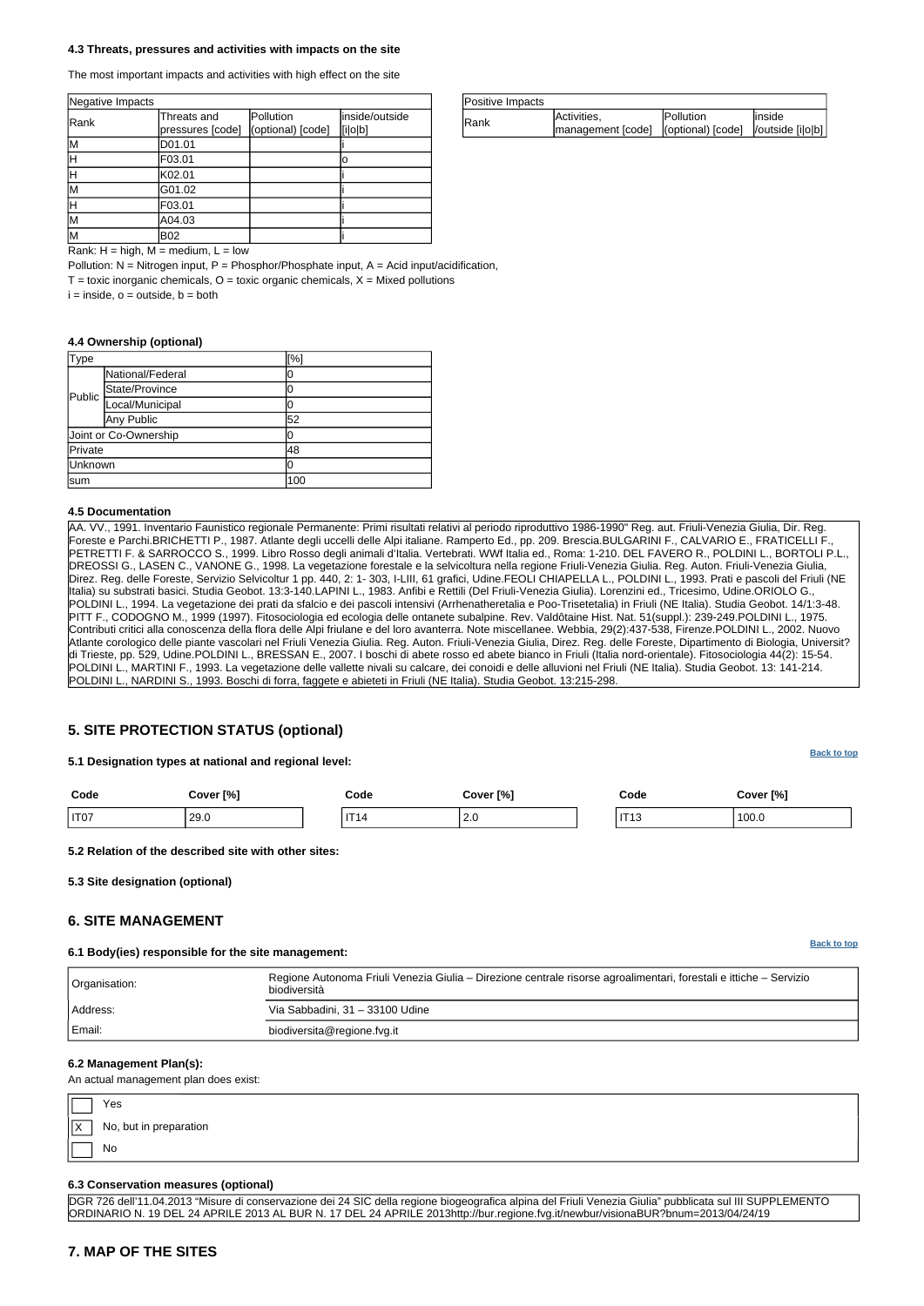### 4.3 Threats, pressures and activities with impacts on the site

The most important impacts and activities with high effect on the site

| Negative Impacts | | | |
|---|---|---|---|
| Rank | Threats and pressures [code] | Pollution (optional) [code] | inside/outside [i\|o\|b] |
| M | D01.01 | | i |
| H | F03.01 | | o |
| H | K02.01 | | i |
| M | G01.02 | | i |
| H | F03.01 | | i |
| M | A04.03 | | i |
| M | B02 | | i |

| Positive Impacts | | | |
|---|---|---|---|
| Rank | Activities, management [code] | Pollution (optional) [code] | inside /outside [i\|o\|b] |

Rank: H = high, M = medium, L = low

Pollution: N = Nitrogen input, P = Phosphor/Phosphate input, A = Acid input/acidification,

T = toxic inorganic chemicals, O = toxic organic chemicals, X = Mixed pollutions

i = inside, o = outside, b = both

### 4.4 Ownership (optional)

| Type | | [%] |
|---|---|---|
| Public | National/Federal | 0 |
| | State/Province | 0 |
| | Local/Municipal | 0 |
| | Any Public | 52 |
| Joint or Co-Ownership | | 0 |
| Private | | 48 |
| Unknown | | 0 |
| sum | | 100 |

### 4.5 Documentation

AA. VV., 1991. Inventario Faunistico regionale Permanente: Primi risultati relativi al periodo riproduttivo 1986-1990" Reg. aut. Friuli-Venezia Giulia, Dir. Reg. Foreste e Parchi.BRICHETTI P., 1987. Atlante degli uccelli delle Alpi italiane. Ramperto Ed., pp. 209. Brescia.BULGARINI F., CALVARIO E., FRATICELLI F., PETRETTI F. & SARROCCO S., 1999. Libro Rosso degli animali d'Italia. Vertebrati. WWf Italia ed., Roma: 1-210. DEL FAVERO R., POLDINI L., BORTOLI P.L., DREOSSI G., LASEN C., VANONE G., 1998. La vegetazione forestale e la selvicoltura nella regione Friuli-Venezia Giulia. Reg. Auton. Friuli-Venezia Giulia, Direz. Reg. delle Foreste, Servizio Selvicoltur 1 pp. 440, 2: 1- 303, I-LIII, 61 grafici, Udine.FEOLI CHIAPELLA L., POLDINI L., 1993. Prati e pascoli del Friuli (NE Italia) su substrati basici. Studia Geobot. 13:3-140.LAPINI L., 1983. Anfibi e Rettili (Del Friuli-Venezia Giulia). Lorenzini ed., Tricesimo, Udine.ORIOLO G., POLDINI L., 1994. La vegetazione dei prati da sfalcio e dei pascoli intensivi (Arrhenatheretalia e Poo-Trisetetalia) in Friuli (NE Italia). Studia Geobot. 14/1:3-48. PITT F., CODOGNO M., 1999 (1997). Fitosociologia ed ecologia delle ontanete subalpine. Rev. Valdôtaine Hist. Nat. 51(suppl.): 239-249.POLDINI L., 1975. Contributi critici alla conoscenza della flora delle Alpi friulane e del loro avanterra. Note miscellanee. Webbia, 29(2):437-538, Firenze.POLDINI L., 2002. Nuovo Atlante corologico delle piante vascolari nel Friuli Venezia Giulia. Reg. Auton. Friuli-Venezia Giulia, Direz. Reg. delle Foreste, Dipartimento di Biologia, Universit? di Trieste, pp. 529, Udine.POLDINI L., BRESSAN E., 2007. I boschi di abete rosso ed abete bianco in Friuli (Italia nord-orientale). Fitosociologia 44(2): 15-54. POLDINI L., MARTINI F., 1993. La vegetazione delle vallette nivali su calcare, dei conoidi e delle alluvioni nel Friuli (NE Italia). Studia Geobot. 13: 141-214. POLDINI L., NARDINI S., 1993. Boschi di forra, faggete e abieteti in Friuli (NE Italia). Studia Geobot. 13:215-298.

## 5. SITE PROTECTION STATUS (optional)

Back to top

### 5.1 Designation types at national and regional level:

| Code | Cover [%] | Code | Cover [%] | Code | Cover [%] |
|---|---|---|---|---|---|
| IT07 | 29.0 | IT14 | 2.0 | IT13 | 100.0 |

### 5.2 Relation of the described site with other sites:

### 5.3 Site designation (optional)

## 6. SITE MANAGEMENT

Back to top

### 6.1 Body(ies) responsible for the site management:

| | |
|---|---|
| Organisation: | Regione Autonoma Friuli Venezia Giulia – Direzione centrale risorse agroalimentari, forestali e ittiche – Servizio biodiversità |
| Address: | Via Sabbadini, 31 – 33100 Udine |
| Email: | biodiversita@regione.fvg.it |

### 6.2 Management Plan(s):

An actual management plan does exist:

- [ ] Yes
- [x] No, but in preparation
- [ ] No

### 6.3 Conservation measures (optional)

DGR 726 dell'11.04.2013 "Misure di conservazione dei 24 SIC della regione biogeografica alpina del Friuli Venezia Giulia" pubblicata sul III SUPPLEMENTO ORDINARIO N. 19 DEL 24 APRILE 2013 AL BUR N. 17 DEL 24 APRILE 2013http://bur.regione.fvg.it/newbur/visionaBUR?bnum=2013/04/24/19

## 7. MAP OF THE SITES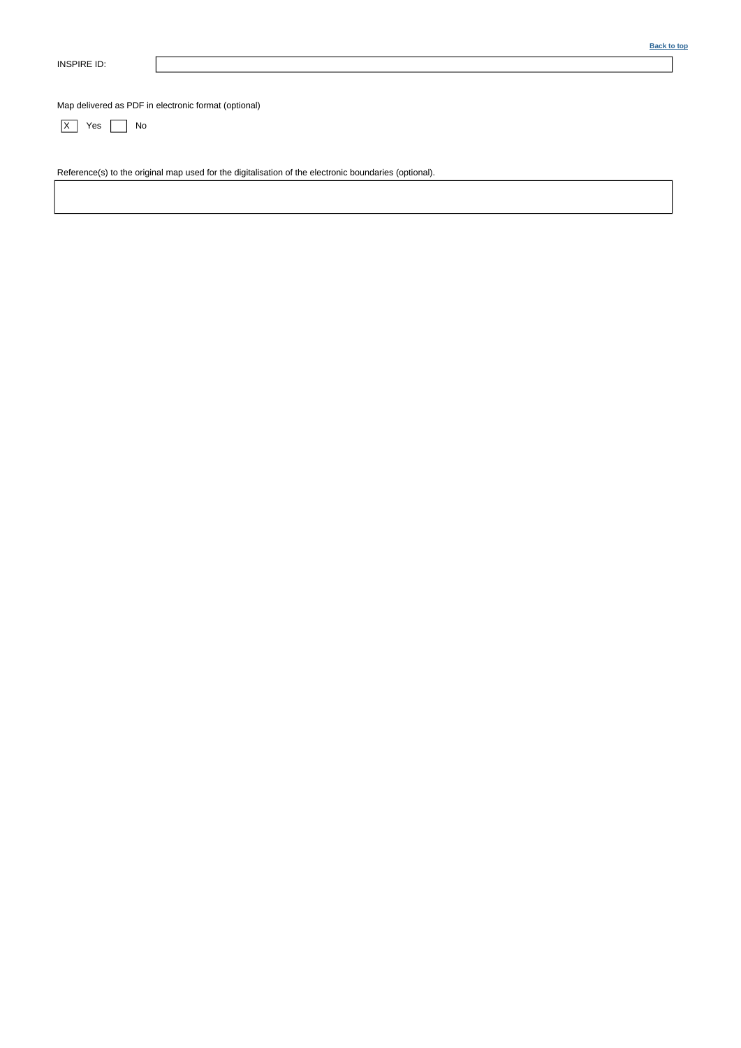Back to top

INSPIRE ID:

Map delivered as PDF in electronic format (optional)

[X] Yes [ ] No

Reference(s) to the original map used for the digitalisation of the electronic boundaries (optional).